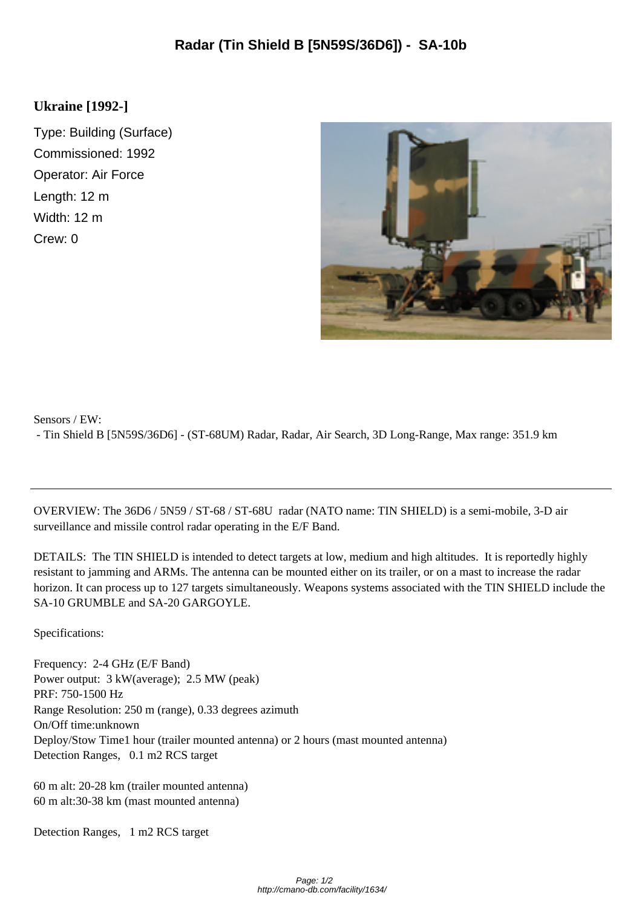# Radar (Tin Shield B [5N59S/36D6]) - SA-10b

**Ukraine [1992-]**

Type: Building (Surface)
Commissioned: 1992
Operator: Air Force
Length: 12 m
Width: 12 m
Crew: 0

Sensors / EW:
- Tin Shield B [5N59S/36D6] - (ST-68UM) Radar, Radar, Air Search, 3D Long-Range, Max range: 351.9 km

---

OVERVIEW: The 36D6 / 5N59 / ST-68 / ST-68U radar (NATO name: TIN SHIELD) is a semi-mobile, 3-D air surveillance and missile control radar operating in the E/F Band.

DETAILS: The TIN SHIELD is intended to detect targets at low, medium and high altitudes. It is reportedly highly resistant to jamming and ARMs. The antenna can be mounted either on its trailer, or on a mast to increase the radar horizon. It can process up to 127 targets simultaneously. Weapons systems associated with the TIN SHIELD include the SA-10 GRUMBLE and SA-20 GARGOYLE.

Specifications:

Frequency: 2-4 GHz (E/F Band)
Power output: 3 kW(average); 2.5 MW (peak)
PRF: 750-1500 Hz
Range Resolution: 250 m (range), 0.33 degrees azimuth
On/Off time:unknown
Deploy/Stow Time1 hour (trailer mounted antenna) or 2 hours (mast mounted antenna)
Detection Ranges, 0.1 m2 RCS target

60 m alt: 20-28 km (trailer mounted antenna)
60 m alt:30-38 km (mast mounted antenna)

Detection Ranges, 1 m2 RCS target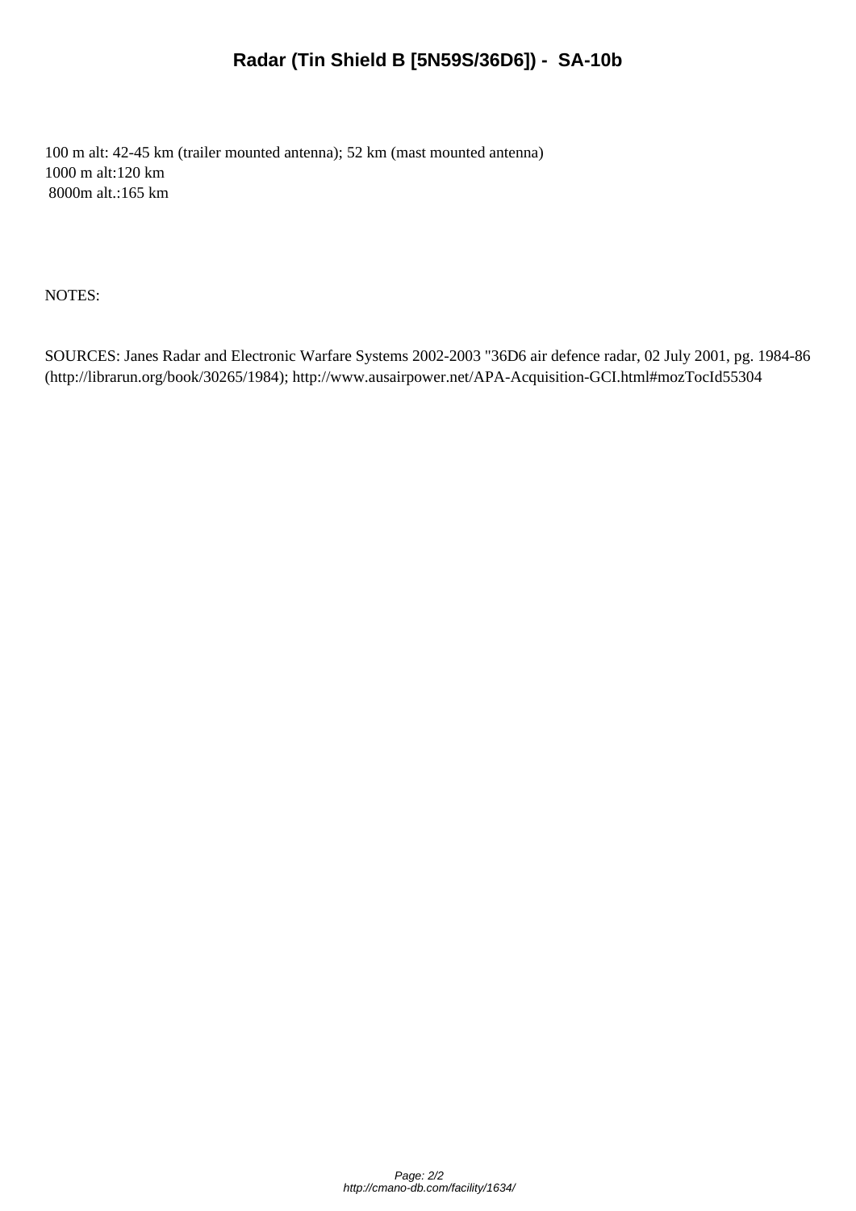100 m alt: 42-45 km (trailer mounted antenna); 52 km (mast mounted antenna)
1000 m alt:120 km
8000m alt.:165 km

NOTES:

SOURCES: Janes Radar and Electronic Warfare Systems 2002-2003 "36D6 air defence radar, 02 July 2001, pg. 1984-86 (http://librarun.org/book/30265/1984); http://www.ausairpower.net/APA-Acquisition-GCI.html#mozTocId55304